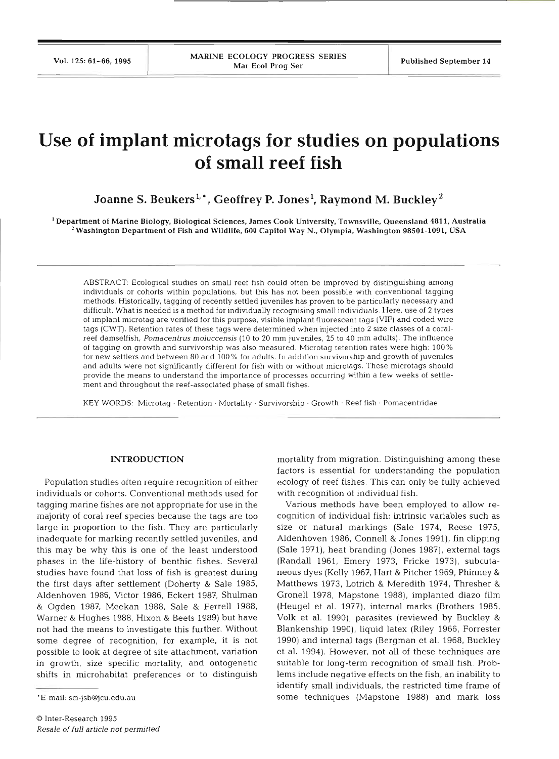# Use of implant microtags for studies on populations of small reef fish

**Joanne S. Beukers[1,*], Geoffrey P. Jones[1], Raymond M. Buckley[2]**

[1] Department of Marine Biology, Biological Sciences, James Cook University, Townsville, Queensland 4811, Australia
[2] Washington Department of Fish and Wildlife, 600 Capitol Way N., Olympia, Washington 98501-1091, USA

ABSTRACT: Ecological studies on small reef fish could often be improved by distinguishing among individuals or cohorts within populations, but this has not been possible with conventional tagging methods. Historically, tagging of recently settled juveniles has proven to be particularly necessary and difficult. What is needed is a method for individually recognising small individuals. Here, use of 2 types of implant microtag are verified for this purpose, visible implant fluorescent tags (VIF) and coded wire tags (CWT). Retention rates of these tags were determined when injected into 2 size classes of a coral-reef damselfish, *Pomacentrus moluccensis* (10 to 20 mm juveniles, 25 to 40 mm adults). The influence of tagging on growth and survivorship was also measured. Microtag retention rates were high: 100% for new settlers and between 80 and 100% for adults. In addition survivorship and growth of juveniles and adults were not significantly different for fish with or without microtags. These microtags should provide the means to understand the importance of processes occurring within a few weeks of settlement and throughout the reef-associated phase of small fishes.

KEY WORDS: Microtag · Retention · Mortality · Survivorship · Growth · Reef fish · Pomacentridae

## INTRODUCTION

Population studies often require recognition of either individuals or cohorts. Conventional methods used for tagging marine fishes are not appropriate for use in the majority of coral reef species because the tags are too large in proportion to the fish. They are particularly inadequate for marking recently settled juveniles, and this may be why this is one of the least understood phases in the life-history of benthic fishes. Several studies have found that loss of fish is greatest during the first days after settlement (Doherty & Sale 1985, Aldenhoven 1986, Victor 1986, Eckert 1987, Shulman & Ogden 1987, Meekan 1988, Sale & Ferrell 1988, Warner & Hughes 1988, Hixon & Beets 1989) but have not had the means to investigate this further. Without some degree of recognition, for example, it is not possible to look at degree of site attachment, variation in growth, size specific mortality, and ontogenetic shifts in microhabitat preferences or to distinguish mortality from migration. Distinguishing among these factors is essential for understanding the population ecology of reef fishes. This can only be fully achieved with recognition of individual fish.

Various methods have been employed to allow recognition of individual fish: intrinsic variables such as size or natural markings (Sale 1974, Reese 1975, Aldenhoven 1986, Connell & Jones 1991), fin clipping (Sale 1971), heat branding (Jones 1987), external tags (Randall 1961, Emery 1973, Fricke 1973), subcutaneous dyes (Kelly 1967, Hart & Pitcher 1969, Phinney & Matthews 1973, Lotrich & Meredith 1974, Thresher & Gronell 1978, Mapstone 1988), implanted diazo film (Heugel et al. 1977), internal marks (Brothers 1985, Volk et al. 1990), parasites (reviewed by Buckley & Blankenship 1990), liquid latex (Riley 1966, Forrester 1990) and internal tags (Bergman et al. 1968, Buckley et al. 1994). However, not all of these techniques are suitable for long-term recognition of small fish. Problems include negative effects on the fish, an inability to identify small individuals, the restricted time frame of some techniques (Mapstone 1988) and mark loss

*E-mail: sci-jsb@jcu.edu.au

© Inter-Research 1995
*Resale of full article not permitted*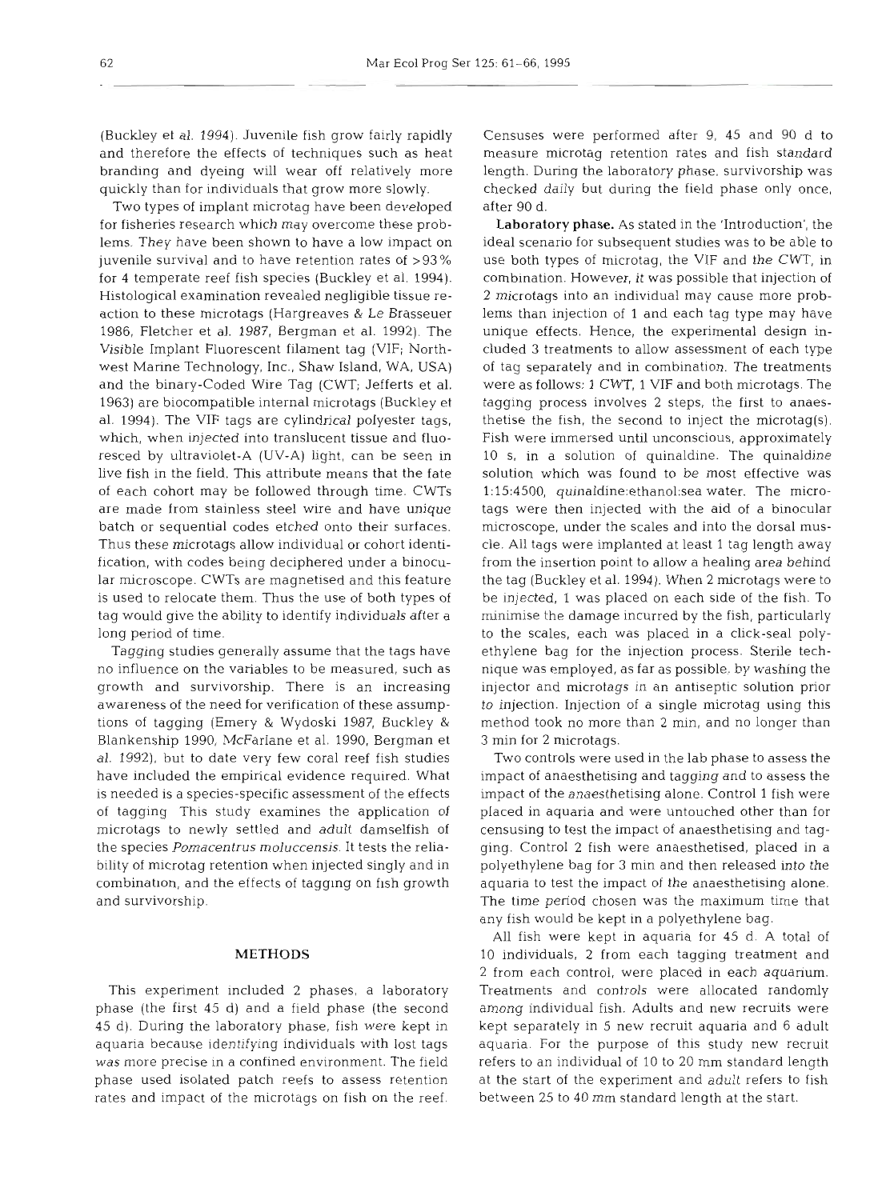(Buckley et al. 1994). Juvenile fish grow fairly rapidly and therefore the effects of techniques such as heat branding and dyeing will wear off relatively more quickly than for individuals that grow more slowly.

Two types of implant microtag have been developed for fisheries research which may overcome these problems. They have been shown to have a low impact on juvenile survival and to have retention rates of >93% for 4 temperate reef fish species (Buckley et al. 1994). Histological examination revealed negligible tissue reaction to these microtags (Hargreaves & Le Brasseuer 1986, Fletcher et al. 1987, Bergman et al. 1992). The Visible Implant Fluorescent filament tag (VIF; Northwest Marine Technology, Inc., Shaw Island, WA, USA) and the binary-Coded Wire Tag (CWT; Jefferts et al. 1963) are biocompatible internal microtags (Buckley et al. 1994). The VIF tags are cylindrical polyester tags, which, when injected into translucent tissue and fluoresced by ultraviolet-A (UV-A) light, can be seen in live fish in the field. This attribute means that the fate of each cohort may be followed through time. CWTs are made from stainless steel wire and have unique batch or sequential codes etched onto their surfaces. Thus these microtags allow individual or cohort identification, with codes being deciphered under a binocular microscope. CWTs are magnetised and this feature is used to relocate them. Thus the use of both types of tag would give the ability to identify individuals after a long period of time.

Tagging studies generally assume that the tags have no influence on the variables to be measured, such as growth and survivorship. There is an increasing awareness of the need for verification of these assumptions of tagging (Emery & Wydoski 1987, Buckley & Blankenship 1990, McFarlane et al. 1990, Bergman et al. 1992), but to date very few coral reef fish studies have included the empirical evidence required. What is needed is a species-specific assessment of the effects of tagging. This study examines the application of microtags to newly settled and adult damselfish of the species *Pomacentrus moluccensis*. It tests the reliability of microtag retention when injected singly and in combination, and the effects of tagging on fish growth and survivorship.

## METHODS

This experiment included 2 phases, a laboratory phase (the first 45 d) and a field phase (the second 45 d). During the laboratory phase, fish were kept in aquaria because identifying individuals with lost tags was more precise in a confined environment. The field phase used isolated patch reefs to assess retention rates and impact of the microtags on fish on the reef. Censuses were performed after 9, 45 and 90 d to measure microtag retention rates and fish standard length. During the laboratory phase, survivorship was checked daily but during the field phase only once, after 90 d.

**Laboratory phase.** As stated in the 'Introduction', the ideal scenario for subsequent studies was to be able to use both types of microtag, the VIF and the CWT, in combination. However, it was possible that injection of 2 microtags into an individual may cause more problems than injection of 1 and each tag type may have unique effects. Hence, the experimental design included 3 treatments to allow assessment of each type of tag separately and in combination. The treatments were as follows: 1 CWT, 1 VIF and both microtags. The tagging process involves 2 steps, the first to anaesthetise the fish, the second to inject the microtag(s). Fish were immersed until unconscious, approximately 10 s, in a solution of quinaldine. The quinaldine solution which was found to be most effective was 1:15:4500, quinaldine:ethanol:sea water. The microtags were then injected with the aid of a binocular microscope, under the scales and into the dorsal muscle. All tags were implanted at least 1 tag length away from the insertion point to allow a healing area behind the tag (Buckley et al. 1994). When 2 microtags were to be injected, 1 was placed on each side of the fish. To minimise the damage incurred by the fish, particularly to the scales, each was placed in a click-seal polyethylene bag for the injection process. Sterile technique was employed, as far as possible, by washing the injector and microtags in an antiseptic solution prior to injection. Injection of a single microtag using this method took no more than 2 min, and no longer than 3 min for 2 microtags.

Two controls were used in the lab phase to assess the impact of anaesthetising and tagging and to assess the impact of the anaesthetising alone. Control 1 fish were placed in aquaria and were untouched other than for censusing to test the impact of anaesthetising and tagging. Control 2 fish were anaesthetised, placed in a polyethylene bag for 3 min and then released into the aquaria to test the impact of the anaesthetising alone. The time period chosen was the maximum time that any fish would be kept in a polyethylene bag.

All fish were kept in aquaria for 45 d. A total of 10 individuals, 2 from each tagging treatment and 2 from each control, were placed in each aquarium. Treatments and controls were allocated randomly among individual fish. Adults and new recruits were kept separately in 5 new recruit aquaria and 6 adult aquaria. For the purpose of this study new recruit refers to an individual of 10 to 20 mm standard length at the start of the experiment and adult refers to fish between 25 to 40 mm standard length at the start.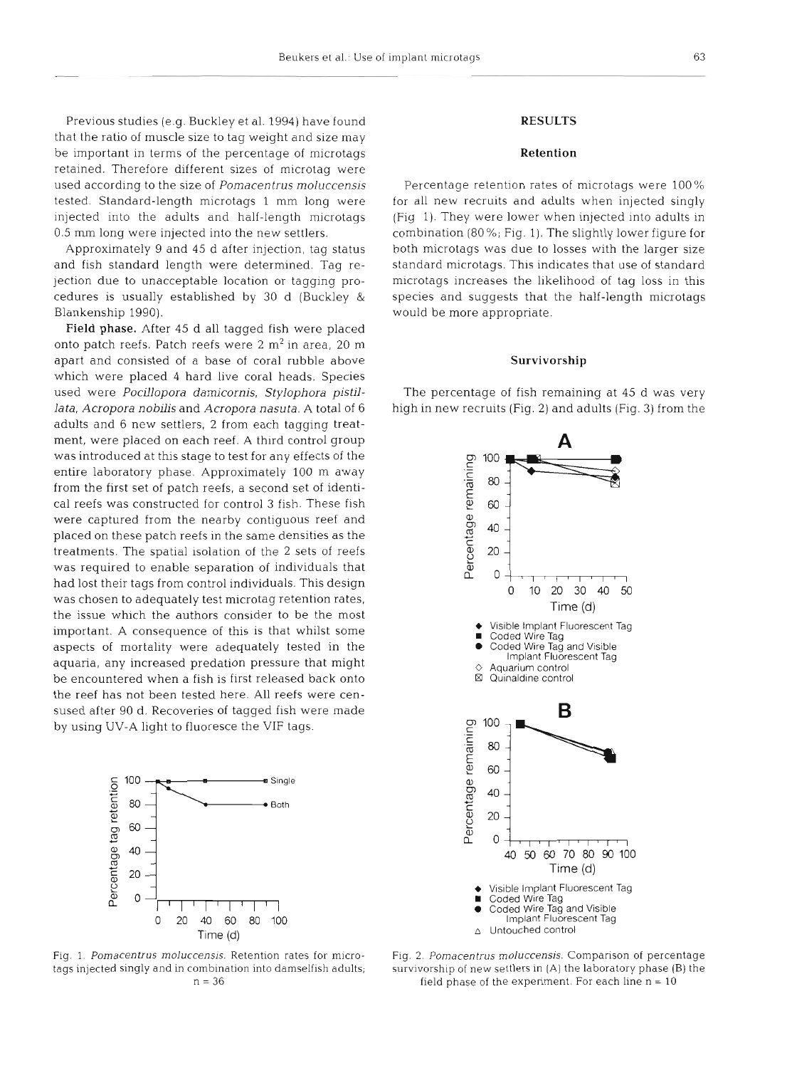Previous studies (e.g. Buckley et al. 1994) have found that the ratio of muscle size to tag weight and size may be important in terms of the percentage of microtags retained. Therefore different sizes of microtag were used according to the size of *Pomacentrus moluccensis* tested. Standard-length microtags 1 mm long were injected into the adults and half-length microtags 0.5 mm long were injected into the new settlers.

Approximately 9 and 45 d after injection, tag status and fish standard length were determined. Tag rejection due to unacceptable location or tagging procedures is usually established by 30 d (Buckley & Blankenship 1990).

**Field phase.** After 45 d all tagged fish were placed onto patch reefs. Patch reefs were 2 $m^2$ in area, 20 m apart and consisted of a base of coral rubble above which were placed 4 hard live coral heads. Species used were *Pocillopora damicornis*, *Stylophora pistillata*, *Acropora nobilis* and *Acropora nasuta*. A total of 6 adults and 6 new settlers, 2 from each tagging treatment, were placed on each reef. A third control group was introduced at this stage to test for any effects of the entire laboratory phase. Approximately 100 m away from the first set of patch reefs, a second set of identical reefs was constructed for control 3 fish. These fish were captured from the nearby contiguous reef and placed on these patch reefs in the same densities as the treatments. The spatial isolation of the 2 sets of reefs was required to enable separation of individuals that had lost their tags from control individuals. This design was chosen to adequately test microtag retention rates, the issue which the authors consider to be the most important. A consequence of this is that whilst some aspects of mortality were adequately tested in the aquaria, any increased predation pressure that might be encountered when a fish is first released back onto the reef has not been tested here. All reefs were censused after 90 d. Recoveries of tagged fish were made by using UV-A light to fluoresce the VIF tags.

Fig. 1. *Pomacentrus moluccensis*. Retention rates for microtags injected singly and in combination into damselfish adults; n = 36

## RESULTS

### Retention

Percentage retention rates of microtags were 100% for all new recruits and adults when injected singly (Fig. 1). They were lower when injected into adults in combination (80%; Fig. 1). The slightly lower figure for both microtags was due to losses with the larger size standard microtags. This indicates that use of standard microtags increases the likelihood of tag loss in this species and suggests that the half-length microtags would be more appropriate.

### Survivorship

The percentage of fish remaining at 45 d was very high in new recruits (Fig. 2) and adults (Fig. 3) from the

Fig. 2. *Pomacentrus moluccensis*. Comparison of percentage survivorship of new settlers in (A) the laboratory phase (B) the field phase of the experiment. For each line n = 10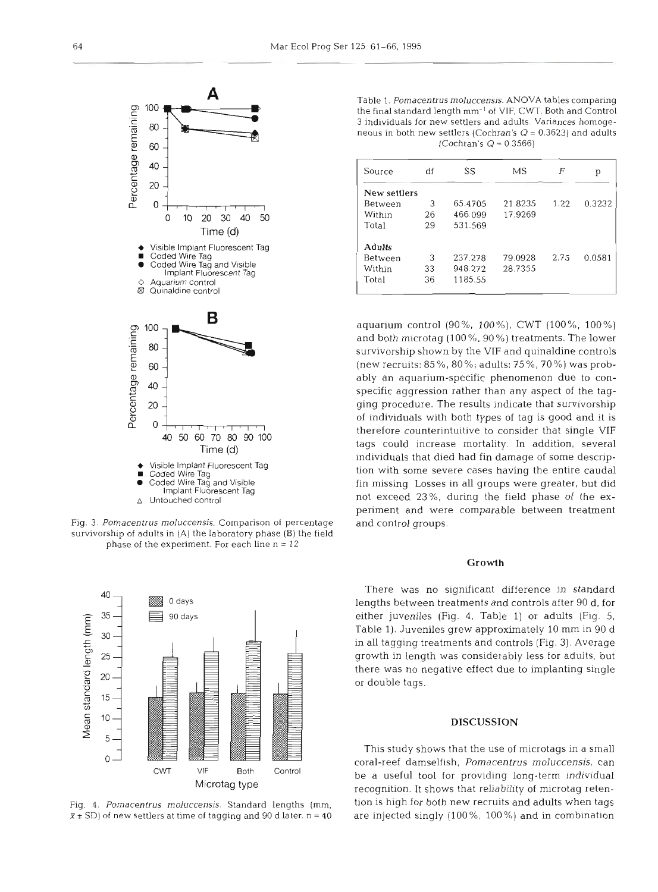Fig. 3. *Pomacentrus moluccensis*. Comparison of percentage survivorship of adults in (A) the laboratory phase (B) the field phase of the experiment. For each line n = 12

Fig. 4. *Pomacentrus moluccensis*. Standard lengths (mm, $\bar{x} \pm$ SD) of new settlers at time of tagging and 90 d later. n = 40

Table 1. *Pomacentrus moluccensis*. ANOVA tables comparing the final standard length $mm^{-1}$ of VIF, CWT, Both and Control 3 individuals for new settlers and adults. Variances homogeneous in both new settlers (Cochran's $Q = 0.3623$) and adults (Cochran's $Q = 0.3566$)

| Source | df | SS | MS | $F$ | p |
|---|---|---|---|---|---|
| **New settlers** | | | | | |
| Between | 3 | 65.4705 | 21.8235 | 1.22 | 0.3232 |
| Within | 26 | 466.099 | 17.9269 | | |
| Total | 29 | 531.569 | | | |
| **Adults** | | | | | |
| Between | 3 | 237.278 | 79.0928 | 2.75 | 0.0581 |
| Within | 33 | 948.272 | 28.7355 | | |
| Total | 36 | 1185.55 | | | |

aquarium control (90%, 100%), CWT (100%, 100%) and both microtag (100%, 90%) treatments. The lower survivorship shown by the VIF and quinaldine controls (new recruits: 85%, 80%; adults: 75%, 70%) was probably an aquarium-specific phenomenon due to conspecific aggression rather than any aspect of the tagging procedure. The results indicate that survivorship of individuals with both types of tag is good and it is therefore counterintuitive to consider that single VIF tags could increase mortality. In addition, several individuals that died had fin damage of some description with some severe cases having the entire caudal fin missing. Losses in all groups were greater, but did not exceed 23%, during the field phase of the experiment and were comparable between treatment and control groups.

### Growth

There was no significant difference in standard lengths between treatments and controls after 90 d, for either juveniles (Fig. 4, Table 1) or adults (Fig. 5, Table 1). Juveniles grew approximately 10 mm in 90 d in all tagging treatments and controls (Fig. 3). Average growth in length was considerably less for adults, but there was no negative effect due to implanting single or double tags.

## DISCUSSION

This study shows that the use of microtags in a small coral-reef damselfish, *Pomacentrus moluccensis*, can be a useful tool for providing long-term individual recognition. It shows that reliability of microtag retention is high for both new recruits and adults when tags are injected singly (100%, 100%) and in combination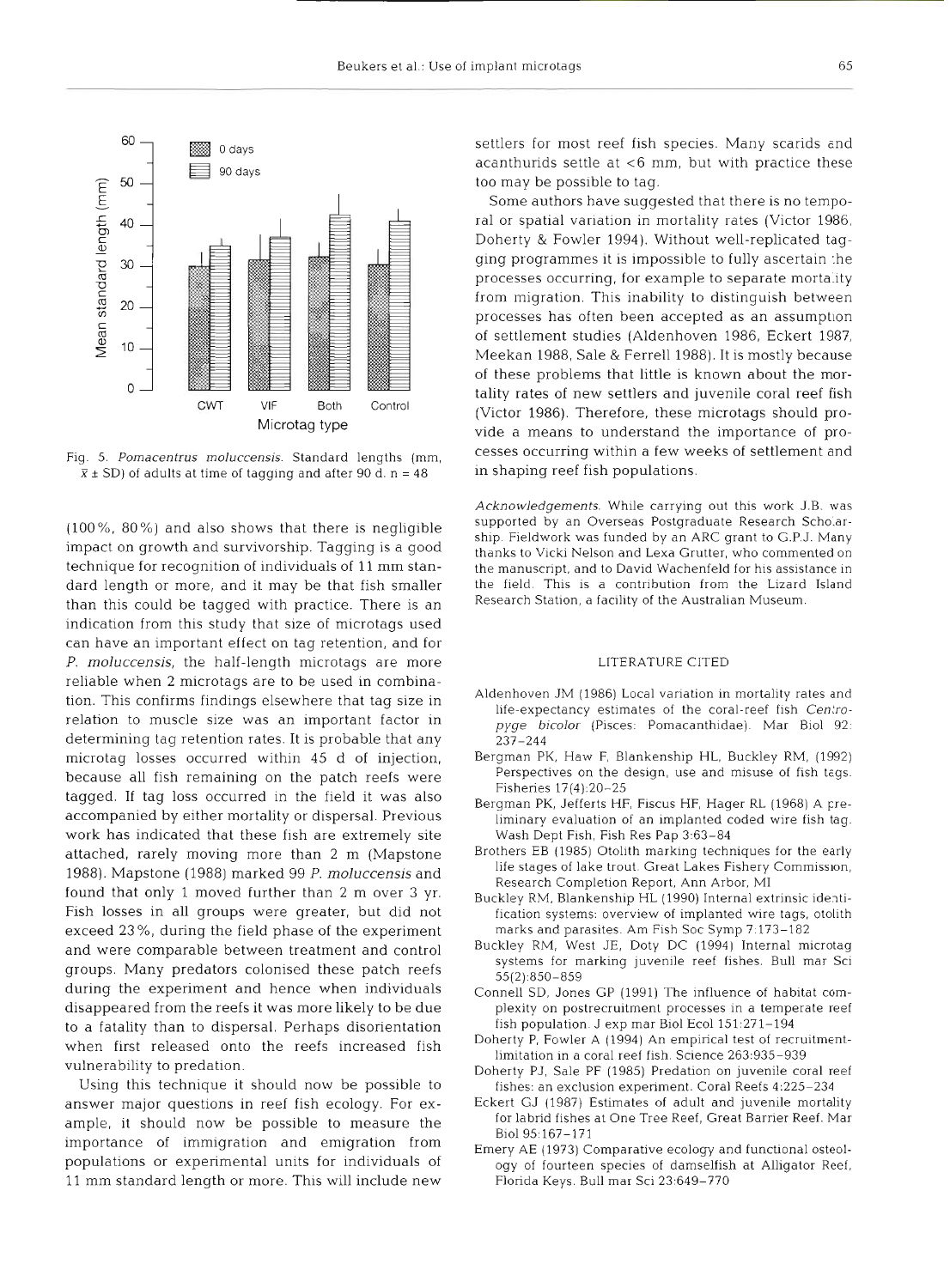Fig. 5. *Pomacentrus moluccensis*. Standard lengths (mm, $\bar{x} \pm$ SD) of adults at time of tagging and after 90 d. n = 48

(100%, 80%) and also shows that there is negligible impact on growth and survivorship. Tagging is a good technique for recognition of individuals of 11 mm standard length or more, and it may be that fish smaller than this could be tagged with practice. There is an indication from this study that size of microtags used can have an important effect on tag retention, and for *P. moluccensis*, the half-length microtags are more reliable when 2 microtags are to be used in combination. This confirms findings elsewhere that tag size in relation to muscle size was an important factor in determining tag retention rates. It is probable that any microtag losses occurred within 45 d of injection, because all fish remaining on the patch reefs were tagged. If tag loss occurred in the field it was also accompanied by either mortality or dispersal. Previous work has indicated that these fish are extremely site attached, rarely moving more than 2 m (Mapstone 1988). Mapstone (1988) marked 99 *P. moluccensis* and found that only 1 moved further than 2 m over 3 yr. Fish losses in all groups were greater, but did not exceed 23%, during the field phase of the experiment and were comparable between treatment and control groups. Many predators colonised these patch reefs during the experiment and hence when individuals disappeared from the reefs it was more likely to be due to a fatality than to dispersal. Perhaps disorientation when first released onto the reefs increased fish vulnerability to predation.

Using this technique it should now be possible to answer major questions in reef fish ecology. For example, it should now be possible to measure the importance of immigration and emigration from populations or experimental units for individuals of 11 mm standard length or more. This will include new settlers for most reef fish species. Many scarids and acanthurids settle at <6 mm, but with practice these too may be possible to tag.

Some authors have suggested that there is no temporal or spatial variation in mortality rates (Victor 1986, Doherty & Fowler 1994). Without well-replicated tagging programmes it is impossible to fully ascertain the processes occurring, for example to separate mortality from migration. This inability to distinguish between processes has often been accepted as an assumption of settlement studies (Aldenhoven 1986, Eckert 1987, Meekan 1988, Sale & Ferrell 1988). It is mostly because of these problems that little is known about the mortality rates of new settlers and juvenile coral reef fish (Victor 1986). Therefore, these microtags should provide a means to understand the importance of processes occurring within a few weeks of settlement and in shaping reef fish populations.

*Acknowledgements.* While carrying out this work J.B. was supported by an Overseas Postgraduate Research Scholarship. Fieldwork was funded by an ARC grant to G.P.J. Many thanks to Vicki Nelson and Lexa Grutter, who commented on the manuscript, and to David Wachenfeld for his assistance in the field. This is a contribution from the Lizard Island Research Station, a facility of the Australian Museum.

## LITERATURE CITED

Aldenhoven JM (1986) Local variation in mortality rates and life-expectancy estimates of the coral-reef fish *Centropyge bicolor* (Pisces: Pomacanthidae). Mar Biol 92: 237–244

Bergman PK, Haw F, Blankenship HL, Buckley RM, (1992) Perspectives on the design, use and misuse of fish tags. Fisheries 17(4):20–25

Bergman PK, Jefferts HF, Fiscus HF, Hager RL (1968) A preliminary evaluation of an implanted coded wire fish tag. Wash Dept Fish, Fish Res Pap 3:63–84

Brothers EB (1985) Otolith marking techniques for the early life stages of lake trout. Great Lakes Fishery Commission, Research Completion Report, Ann Arbor, MI

Buckley RM, Blankenship HL (1990) Internal extrinsic identification systems: overview of implanted wire tags, otolith marks and parasites. Am Fish Soc Symp 7:173–182

Buckley RM, West JE, Doty DC (1994) Internal microtag systems for marking juvenile reef fishes. Bull mar Sci 55(2):850–859

Connell SD, Jones GP (1991) The influence of habitat complexity on postrecruitment processes in a temperate reef fish population. J exp mar Biol Ecol 151:271–194

Doherty P, Fowler A (1994) An empirical test of recruitment-limitation in a coral reef fish. Science 263:935–939

Doherty PJ, Sale PF (1985) Predation on juvenile coral reef fishes: an exclusion experiment. Coral Reefs 4:225–234

Eckert GJ (1987) Estimates of adult and juvenile mortality for labrid fishes at One Tree Reef, Great Barrier Reef. Mar Biol 95:167–171

Emery AE (1973) Comparative ecology and functional osteology of fourteen species of damselfish at Alligator Reef, Florida Keys. Bull mar Sci 23:649–770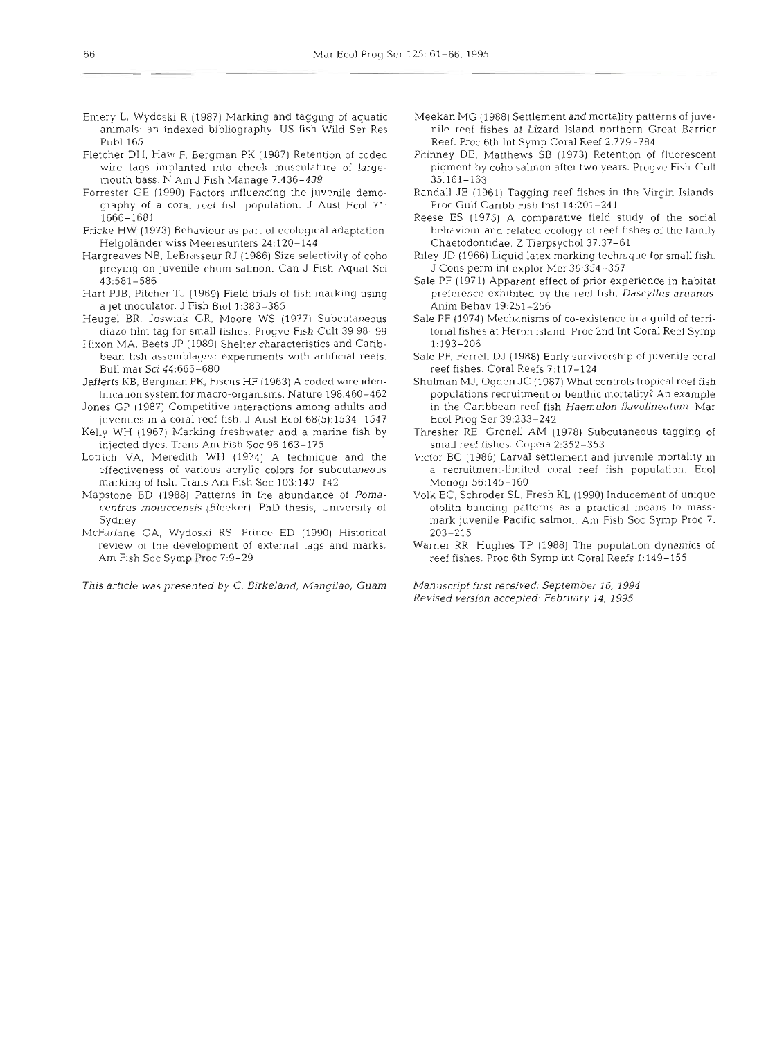Emery L, Wydoski R (1987) Marking and tagging of aquatic animals: an indexed bibliography. US fish Wild Ser Res Publ 165

Fletcher DH, Haw F, Bergman PK (1987) Retention of coded wire tags implanted into cheek musculature of largemouth bass. N Am J Fish Manage 7:436–439

Forrester GE (1990) Factors influencing the juvenile demography of a coral reef fish population. J Aust Ecol 71: 1666–1681

Fricke HW (1973) Behaviour as part of ecological adaptation. Helgoländer wiss Meeresunters 24:120–144

Hargreaves NB, LeBrasseur RJ (1986) Size selectivity of coho preying on juvenile chum salmon. Can J Fish Aquat Sci 43:581–586

Hart PJB, Pitcher TJ (1969) Field trials of fish marking using a jet inoculator. J Fish Biol 1:383–385

Heugel BR, Joswiak GR, Moore WS (1977) Subcutaneous diazo film tag for small fishes. Progve Fish Cult 39:98–99

Hixon MA, Beets JP (1989) Shelter characteristics and Caribbean fish assemblages: experiments with artificial reefs. Bull mar Sci 44:666–680

Jefferts KB, Bergman PK, Fiscus HF (1963) A coded wire identification system for macro-organisms. Nature 198:460–462

Jones GP (1987) Competitive interactions among adults and juveniles in a coral reef fish. J Aust Ecol 68(5):1534–1547

Kelly WH (1967) Marking freshwater and a marine fish by injected dyes. Trans Am Fish Soc 96:163–175

Lotrich VA, Meredith WH (1974) A technique and the effectiveness of various acrylic colors for subcutaneous marking of fish. Trans Am Fish Soc 103:140–142

Mapstone BD (1988) Patterns in the abundance of *Pomacentrus moluccensis* (Bleeker). PhD thesis, University of Sydney

McFarlane GA, Wydoski RS, Prince ED (1990) Historical review of the development of external tags and marks. Am Fish Soc Symp Proc 7:9–29

Meekan MG (1988) Settlement and mortality patterns of juvenile reef fishes at Lizard Island northern Great Barrier Reef. Proc 6th Int Symp Coral Reef 2:779–784

Phinney DE, Matthews SB (1973) Retention of fluorescent pigment by coho salmon after two years. Progve Fish-Cult 35:161–163

Randall JE (1961) Tagging reef fishes in the Virgin Islands. Proc Gulf Caribb Fish Inst 14:201–241

Reese ES (1975) A comparative field study of the social behaviour and related ecology of reef fishes of the family Chaetodontidae. Z Tierpsychol 37:37–61

Riley JD (1966) Liquid latex marking technique for small fish. J Cons perm int explor Mer 30:354–357

Sale PF (1971) Apparent effect of prior experience in habitat preference exhibited by the reef fish, *Dascyllus aruanus*. Anim Behav 19:251–256

Sale PF (1974) Mechanisms of co-existence in a guild of territorial fishes at Heron Island. Proc 2nd Int Coral Reef Symp 1:193–206

Sale PF, Ferrell DJ (1988) Early survivorship of juvenile coral reef fishes. Coral Reefs 7:117–124

Shulman MJ, Ogden JC (1987) What controls tropical reef fish populations recruitment or benthic mortality? An example in the Caribbean reef fish *Haemulon flavolineatum*. Mar Ecol Prog Ser 39:233–242

Thresher RE, Gronell AM (1978) Subcutaneous tagging of small reef fishes. Copeia 2:352–353

Victor BC (1986) Larval settlement and juvenile mortality in a recruitment-limited coral reef fish population. Ecol Monogr 56:145–160

Volk EC, Schroder SL, Fresh KL (1990) Inducement of unique otolith banding patterns as a practical means to mass-mark juvenile Pacific salmon. Am Fish Soc Symp Proc 7: 203–215

Warner RR, Hughes TP (1988) The population dynamics of reef fishes. Proc 6th Symp int Coral Reefs 1:149–155

*This article was presented by C. Birkeland, Mangilao, Guam*

*Manuscript first received: September 16, 1994*
*Revised version accepted: February 14, 1995*